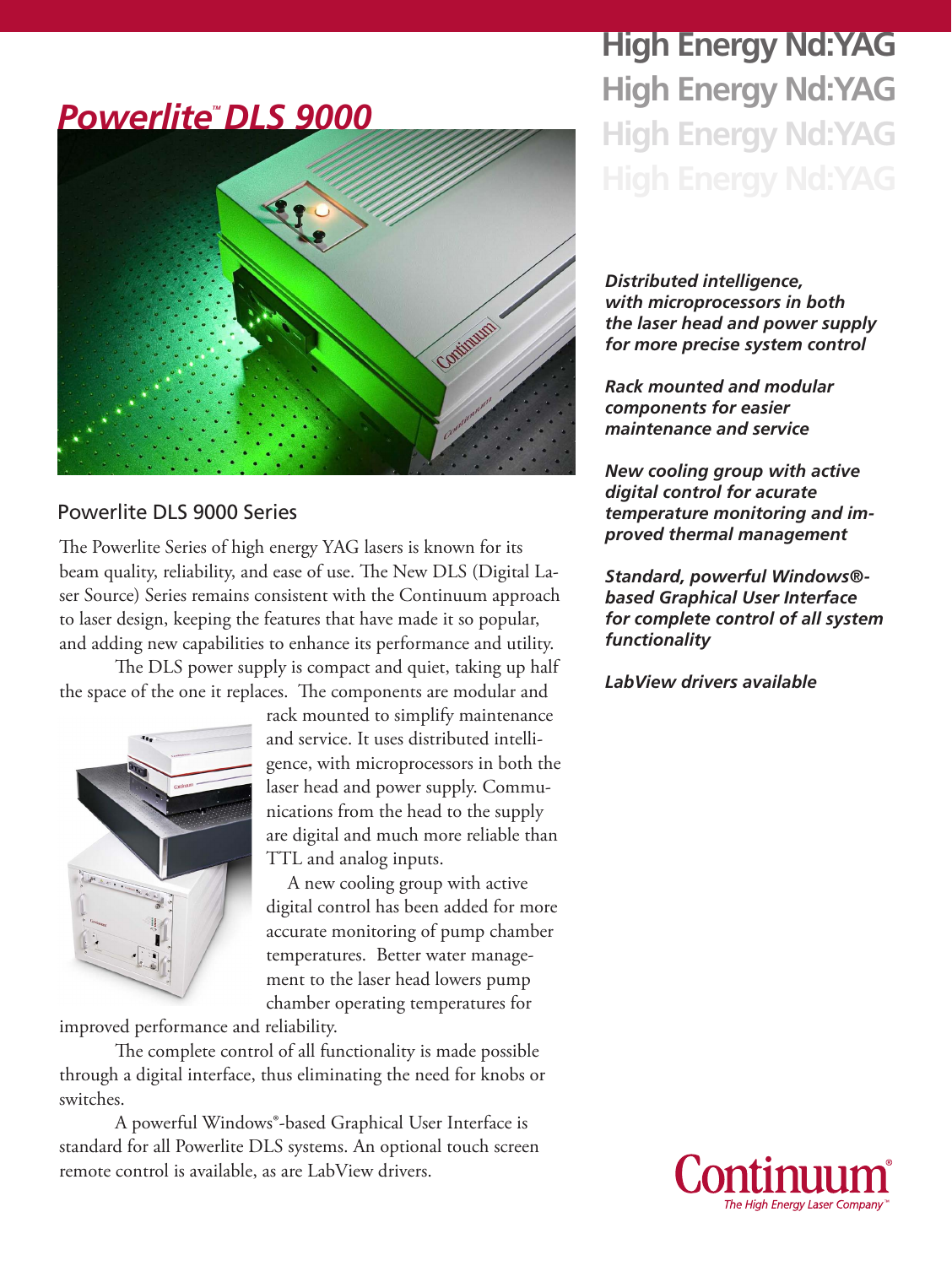# Powerlite™ DLS 9000

## High Energy Nd:YAG

## Powerlite DLS 9000 Series

The Powerlite Series of high energy YAG lasers is known for its beam quality, reliability, and ease of use. The New DLS (Digital Laser Source) Series remains consistent with the Continuum approach to laser design, keeping the features that have made it so popular, and adding new capabilities to enhance its performance and utility.

The DLS power supply is compact and quiet, taking up half the space of the one it replaces. The components are modular and rack mounted to simplify maintenance and service. It uses distributed intelligence, with microprocessors in both the laser head and power supply. Communications from the head to the supply are digital and much more reliable than TTL and analog inputs.

A new cooling group with active digital control has been added for more accurate monitoring of pump chamber temperatures. Better water management to the laser head lowers pump chamber operating temperatures for improved performance and reliability.

The complete control of all functionality is made possible through a digital interface, thus eliminating the need for knobs or switches.

A powerful Windows®-based Graphical User Interface is standard for all Powerlite DLS systems. An optional touch screen remote control is available, as are LabView drivers.

***Distributed intelligence, with microprocessors in both the laser head and power supply for more precise system control***

***Rack mounted and modular components for easier maintenance and service***

***New cooling group with active digital control for acurate temperature monitoring and improved thermal management***

***Standard, powerful Windows®-based Graphical User Interface for complete control of all system functionality***

***LabView drivers available***

Continuum®
*The High Energy Laser Company™*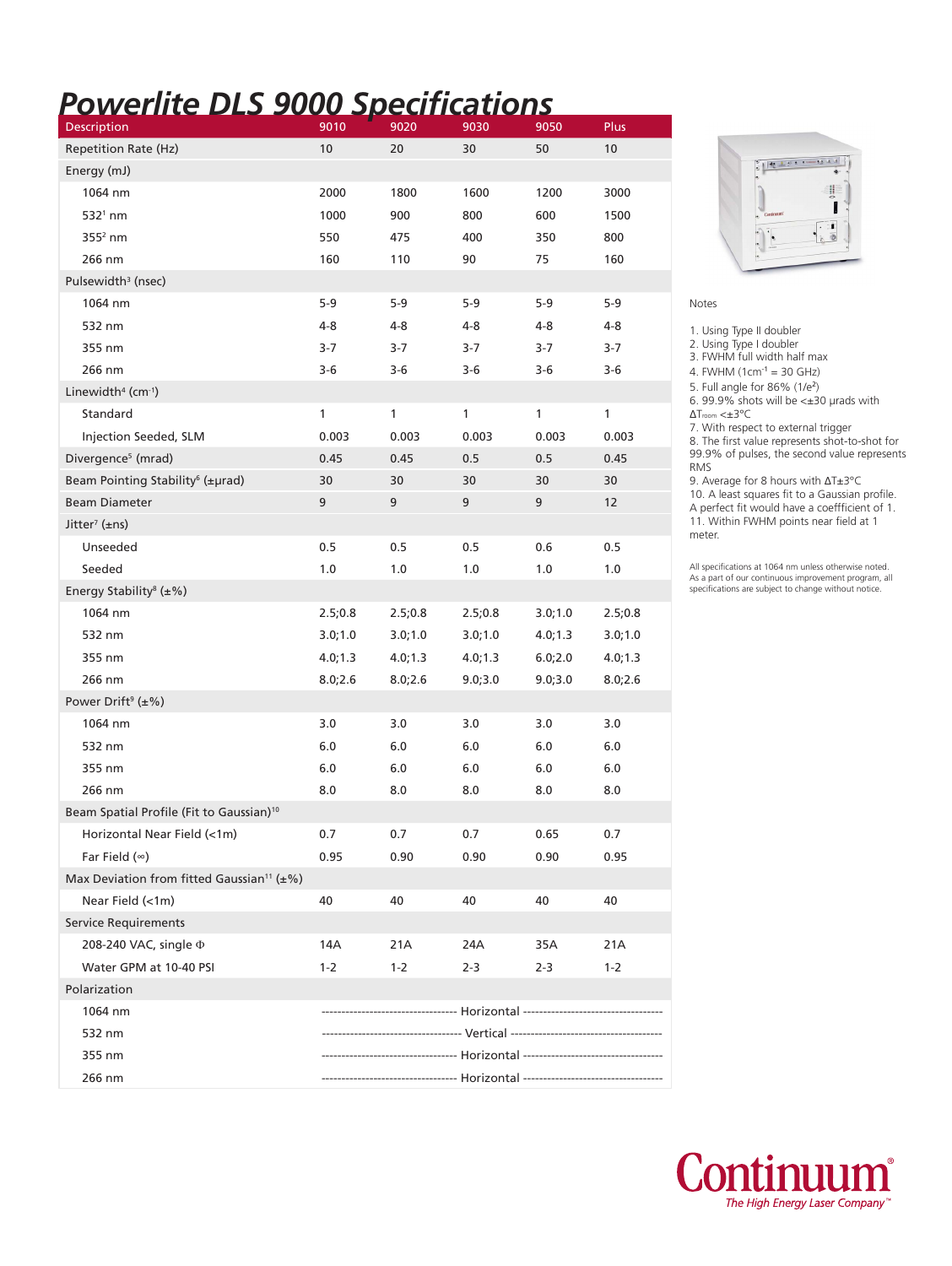# Powerlite DLS 9000 Specifications

| Description | 9010 | 9020 | 9030 | 9050 | Plus |
|---|---|---|---|---|---|
| Repetition Rate (Hz) | 10 | 20 | 30 | 50 | 10 |
| Energy (mJ) | | | | | |
| 1064 nm | 2000 | 1800 | 1600 | 1200 | 3000 |
| 532[1] nm | 1000 | 900 | 800 | 600 | 1500 |
| 355[2] nm | 550 | 475 | 400 | 350 | 800 |
| 266 nm | 160 | 110 | 90 | 75 | 160 |
| Pulsewidth[3] (nsec) | | | | | |
| 1064 nm | 5-9 | 5-9 | 5-9 | 5-9 | 5-9 |
| 532 nm | 4-8 | 4-8 | 4-8 | 4-8 | 4-8 |
| 355 nm | 3-7 | 3-7 | 3-7 | 3-7 | 3-7 |
| 266 nm | 3-6 | 3-6 | 3-6 | 3-6 | 3-6 |
| Linewidth[4] ($cm^{-1}$) | | | | | |
| Standard | 1 | 1 | 1 | 1 | 1 |
| Injection Seeded, SLM | 0.003 | 0.003 | 0.003 | 0.003 | 0.003 |
| Divergence[5] (mrad) | 0.45 | 0.45 | 0.5 | 0.5 | 0.45 |
| Beam Pointing Stability[6] (±μrad) | 30 | 30 | 30 | 30 | 30 |
| Beam Diameter | 9 | 9 | 9 | 9 | 12 |
| Jitter[7] (±ns) | | | | | |
| Unseeded | 0.5 | 0.5 | 0.5 | 0.6 | 0.5 |
| Seeded | 1.0 | 1.0 | 1.0 | 1.0 | 1.0 |
| Energy Stability[8] (±%) | | | | | |
| 1064 nm | 2.5;0.8 | 2.5;0.8 | 2.5;0.8 | 3.0;1.0 | 2.5;0.8 |
| 532 nm | 3.0;1.0 | 3.0;1.0 | 3.0;1.0 | 4.0;1.3 | 3.0;1.0 |
| 355 nm | 4.0;1.3 | 4.0;1.3 | 4.0;1.3 | 6.0;2.0 | 4.0;1.3 |
| 266 nm | 8.0;2.6 | 8.0;2.6 | 9.0;3.0 | 9.0;3.0 | 8.0;2.6 |
| Power Drift[9] (±%) | | | | | |
| 1064 nm | 3.0 | 3.0 | 3.0 | 3.0 | 3.0 |
| 532 nm | 6.0 | 6.0 | 6.0 | 6.0 | 6.0 |
| 355 nm | 6.0 | 6.0 | 6.0 | 6.0 | 6.0 |
| 266 nm | 8.0 | 8.0 | 8.0 | 8.0 | 8.0 |
| Beam Spatial Profile (Fit to Gaussian)[10] | | | | | |
| Horizontal Near Field (<1m) | 0.7 | 0.7 | 0.7 | 0.65 | 0.7 |
| Far Field (∞) | 0.95 | 0.90 | 0.90 | 0.90 | 0.95 |
| Max Deviation from fitted Gaussian[11] (±%) | | | | | |
| Near Field (<1m) | 40 | 40 | 40 | 40 | 40 |
| Service Requirements | | | | | |
| 208-240 VAC, single Φ | 14A | 21A | 24A | 35A | 21A |
| Water GPM at 10-40 PSI | 1-2 | 1-2 | 2-3 | 2-3 | 1-2 |
| Polarization | | | | | |
| 1064 nm | Horizontal | | | | |
| 532 nm | Vertical | | | | |
| 355 nm | Horizontal | | | | |
| 266 nm | Horizontal | | | | |

Notes

1. Using Type II doubler
2. Using Type I doubler
3. FWHM full width half max
4. FWHM ($1 cm^{-1}$ = 30 GHz)
5. Full angle for 86% ($1/e^2$)
6. 99.9% shots will be <±30 μrads with $\Delta T_{room}$ <±3°C
7. With respect to external trigger
8. The first value represents shot-to-shot for 99.9% of pulses, the second value represents RMS
9. Average for 8 hours with ΔT±3°C
10. A least squares fit to a Gaussian profile. A perfect fit would have a coeffficient of 1.
11. Within FWHM points near field at 1 meter.

All specifications at 1064 nm unless otherwise noted. As a part of our continuous improvement program, all specifications are subject to change without notice.

Continuum®
*The High Energy Laser Company™*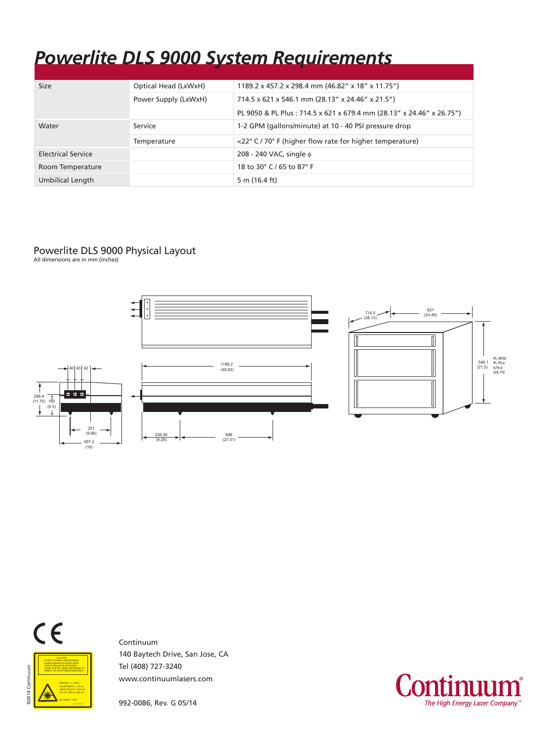# Powerlite DLS 9000 System Requirements

| | | |
|---|---|---|
| Size | Optical Head (LxWxH) | 1189.2 x 457.2 x 298.4 mm (46.82" x 18" x 11.75") |
| | Power Supply (LxWxH) | 714.5 x 621 x 546.1 mm (28.13" x 24.46" x 21.5") |
| | | PL 9050 & PL Plus : 714.5 x 621 x 679.4 mm (28.13" x 24.46" x 26.75") |
| Water | Service | 1-2 GPM (gallons/minute) at 10 - 40 PSI pressure drop |
| | Temperature | <22° C / 70° F (higher flow rate for higher temperature) |
| Electrical Service | | 208 - 240 VAC, single ϕ |
| Room Temperature | | 18 to 30° C / 65 to 87° F |
| Umbilical Length | | 5 m (16.4 ft) |

## Powerlite DLS 9000 Physical Layout

All dimensions are in mm (inches)

40 40 42

298.4 (11.75)

165 (6.5)

251 (9.88)

457.2 (18)

1189.2 (46.82)

236.06 (9.29)

696 (27.41)

714.5 (28.13)

621 (24.46)

546.1 (21.5)

PL 9050 PL Plus 679.4 (26.75)

©2014 Continuum

Continuum
140 Baytech Drive, San Jose, CA
Tel (408) 727-3240
www.continuumlasers.com

992-0086, Rev. G 05/14

Continuum®
*The High Energy Laser Company™*